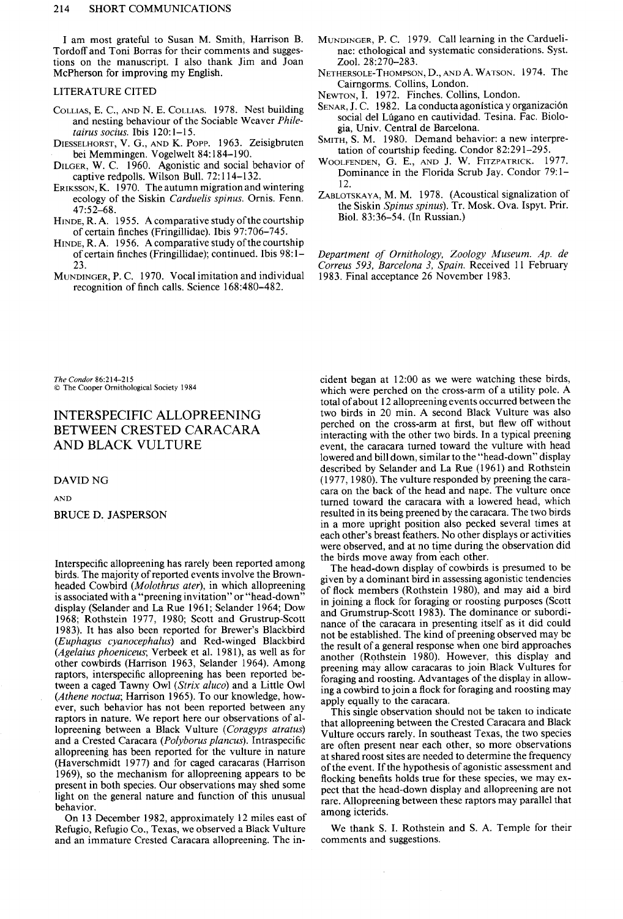I am most grateful to Susan M. Smith, Harrison B. Tordoff and Toni Borras for their comments and suggestions on the manuscript. I also thank Jim and Joan McPherson for improving my English.

## LITERATURE CITED

Collias, E. C., and N. E. Collias. 1978. Nest building and nesting behaviour of the Sociable Weaver *Philetairus socius.* Ibis 120:1–15.

Diesselhorst, V. G., and K. Popp. 1963. Zeisigbruten bei Memmingen. Vogelwelt 84:184–190.

Dilger, W. C. 1960. Agonistic and social behavior of captive redpolls. Wilson Bull. 72:114–132.

Eriksson, K. 1970. The autumn migration and wintering ecology of the Siskin *Carduelis spinus.* Ornis. Fenn. 47:52–68.

Hinde, R. A. 1955. A comparative study of the courtship of certain finches (Fringillidae). Ibis 97:706–745.

Hinde, R. A. 1956. A comparative study of the courtship of certain finches (Fringillidae); continued. Ibis 98:1–23.

Mundinger, P. C. 1970. Vocal imitation and individual recognition of finch calls. Science 168:480–482.

Mundinger, P. C. 1979. Call learning in the Carduelinae: ethological and systematic considerations. Syst. Zool. 28:270–283.

Nethersole-Thompson, D., and A. Watson. 1974. The Cairngorms. Collins, London.

Newton, I. 1972. Finches. Collins, London.

Senar, J. C. 1982. La conducta agonística y organización social del Lúgano en cautividad. Tesina. Fac. Biologia, Univ. Central de Barcelona.

Smith, S. M. 1980. Demand behavior: a new interpretation of courtship feeding. Condor 82:291–295.

Woolfenden, G. E., and J. W. Fitzpatrick. 1977. Dominance in the Florida Scrub Jay. Condor 79:1–12.

Zablotskaya, M. M. 1978. (Acoustical signalization of the Siskin *Spinus spinus*). Tr. Mosk. Ova. Ispyt. Prir. Biol. 83:36–54. (In Russian.)

*Department of Ornithology, Zoology Museum. Ap. de Correus 593, Barcelona 3, Spain.* Received 11 February 1983. Final acceptance 26 November 1983.

*The Condor* 86:214–215
© The Cooper Ornithological Society 1984

# INTERSPECIFIC ALLOPREENING BETWEEN CRESTED CARACARA AND BLACK VULTURE

DAVID NG

AND

BRUCE D. JASPERSON

Interspecific allopreening has rarely been reported among birds. The majority of reported events involve the Brown-headed Cowbird (*Molothrus ater*), in which allopreening is associated with a "preening invitation" or "head-down" display (Selander and La Rue 1961; Selander 1964; Dow 1968; Rothstein 1977, 1980; Scott and Grustrup-Scott 1983). It has also been reported for Brewer's Blackbird (*Euphagus cyanocephalus*) and Red-winged Blackbird (*Agelaius phoeniceus*; Verbeek et al. 1981), as well as for other cowbirds (Harrison 1963, Selander 1964). Among raptors, interspecific allopreening has been reported between a caged Tawny Owl (*Strix aluco*) and a Little Owl (*Athene noctua*; Harrison 1965). To our knowledge, however, such behavior has not been reported between any raptors in nature. We report here our observations of allopreening between a Black Vulture (*Coragyps atratus*) and a Crested Caracara (*Polyborus plancus*). Intraspecific allopreening has been reported for the vulture in nature (Haverschmidt 1977) and for caged caracaras (Harrison 1969), so the mechanism for allopreening appears to be present in both species. Our observations may shed some light on the general nature and function of this unusual behavior.

On 13 December 1982, approximately 12 miles east of Refugio, Refugio Co., Texas, we observed a Black Vulture and an immature Crested Caracara allopreening. The incident began at 12:00 as we were watching these birds, which were perched on the cross-arm of a utility pole. A total of about 12 allopreening events occurred between the two birds in 20 min. A second Black Vulture was also perched on the cross-arm at first, but flew off without interacting with the other two birds. In a typical preening event, the caracara turned toward the vulture with head lowered and bill down, similar to the "head-down" display described by Selander and La Rue (1961) and Rothstein (1977, 1980). The vulture responded by preening the caracara on the back of the head and nape. The vulture once turned toward the caracara with a lowered head, which resulted in its being preened by the caracara. The two birds in a more upright position also pecked several times at each other's breast feathers. No other displays or activities were observed, and at no time during the observation did the birds move away from each other.

The head-down display of cowbirds is presumed to be given by a dominant bird in assessing agonistic tendencies of flock members (Rothstein 1980), and may aid a bird in joining a flock for foraging or roosting purposes (Scott and Grumstrup-Scott 1983). The dominance or subordinance of the caracara in presenting itself as it did could not be established. The kind of preening observed may be the result of a general response when one bird approaches another (Rothstein 1980). However, this display and preening may allow caracaras to join Black Vultures for foraging and roosting. Advantages of the display in allowing a cowbird to join a flock for foraging and roosting may apply equally to the caracara.

This single observation should not be taken to indicate that allopreening between the Crested Caracara and Black Vulture occurs rarely. In southeast Texas, the two species are often present near each other, so more observations at shared roost sites are needed to determine the frequency of the event. If the hypothesis of agonistic assessment and flocking benefits holds true for these species, we may expect that the head-down display and allopreening are not rare. Allopreening between these raptors may parallel that among icterids.

We thank S. I. Rothstein and S. A. Temple for their comments and suggestions.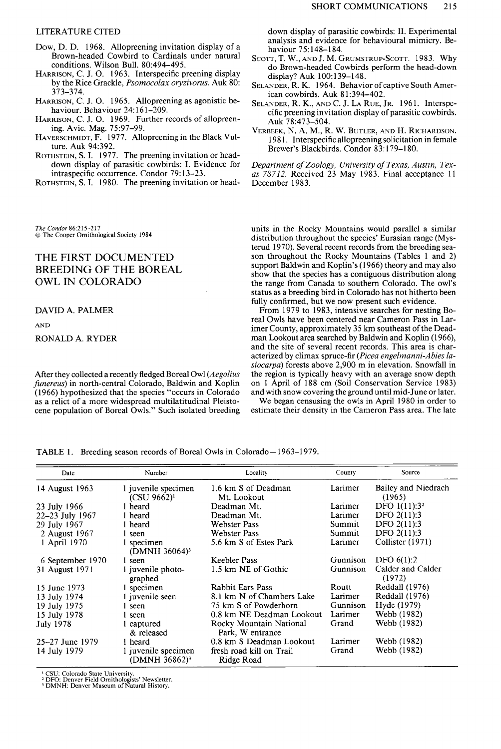## LITERATURE CITED

DOW, D. D. 1968. Allopreening invitation display of a Brown-headed Cowbird to Cardinals under natural conditions. Wilson Bull. 80:494–495.

HARRISON, C. J. O. 1963. Interspecific preening display by the Rice Grackle, *Psomocolax oryzivorus*. Auk 80: 373–374.

HARRISON, C. J. O. 1965. Allopreening as agonistic behaviour. Behaviour 24:161–209.

HARRISON, C. J. O. 1969. Further records of allopreening. Avic. Mag. 75:97–99.

HAVERSCHMIDT, F. 1977. Allopreening in the Black Vulture. Auk 94:392.

ROTHSTEIN, S. I. 1977. The preening invitation or head-down display of parasitic cowbirds: I. Evidence for intraspecific occurrence. Condor 79:13–23.

ROTHSTEIN, S. I. 1980. The preening invitation or head-down display of parasitic cowbirds: II. Experimental analysis and evidence for behavioural mimicry. Behaviour 75:148–184.

SCOTT, T. W., AND J. M. GRUMSTRUP-SCOTT. 1983. Why do Brown-headed Cowbirds perform the head-down display? Auk 100:139–148.

SELANDER, R. K. 1964. Behavior of captive South American cowbirds. Auk 81:394–402.

SELANDER, R. K., AND C. J. LA RUE, JR. 1961. Interspecific preening invitation display of parasitic cowbirds. Auk 78:473–504.

VERBEEK, N. A. M., R. W. BUTLER, AND H. RICHARDSON. 1981. Interspecific allopreening solicitation in female Brewer's Blackbirds. Condor 83:179–180.

*Department of Zoology, University of Texas, Austin, Texas 78712.* Received 23 May 1983. Final acceptance 11 December 1983.

*The Condor* 86:215–217
© The Cooper Ornithological Society 1984

# THE FIRST DOCUMENTED BREEDING OF THE BOREAL OWL IN COLORADO

DAVID A. PALMER

AND

RONALD A. RYDER

After they collected a recently fledged Boreal Owl (*Aegolius funereus*) in north-central Colorado, Baldwin and Koplin (1966) hypothesized that the species "occurs in Colorado as a relict of a more widespread multilatitudinal Pleistocene population of Boreal Owls." Such isolated breeding units in the Rocky Mountains would parallel a similar distribution throughout the species' Eurasian range (Mysterud 1970). Several recent records from the breeding season throughout the Rocky Mountains (Tables 1 and 2) support Baldwin and Koplin's (1966) theory and may also show that the species has a contiguous distribution along the range from Canada to southern Colorado. The owl's status as a breeding bird in Colorado has not hitherto been fully confirmed, but we now present such evidence.

From 1979 to 1983, intensive searches for nesting Boreal Owls have been centered near Cameron Pass in Larimer County, approximately 35 km southeast of the Deadman Lookout area searched by Baldwin and Koplin (1966), and the site of several recent records. This area is characterized by climax spruce-fir (*Picea engelmanni-Abies lasiocarpa*) forests above 2,900 m in elevation. Snowfall in the region is typically heavy with an average snow depth on 1 April of 188 cm (Soil Conservation Service 1983) and with snow covering the ground until mid-June or later.

We began censusing the owls in April 1980 in order to estimate their density in the Cameron Pass area. The late

TABLE 1. Breeding season records of Boreal Owls in Colorado—1963–1979.

| Date | Number | Locality | County | Source |
|---|---|---|---|---|
| 14 August 1963 | 1 juvenile specimen (CSU 9662)[1] | 1.6 km S of Deadman Mt. Lookout | Larimer | Bailey and Niedrach (1965) |
| 23 July 1966 | 1 heard | Deadman Mt. | Larimer | DFO 1(11):3[2] |
| 22–23 July 1967 | 1 heard | Deadman Mt. | Larimer | DFO 2(11):3 |
| 29 July 1967 | 1 heard | Webster Pass | Summit | DFO 2(11):3 |
| 2 August 1967 | 1 seen | Webster Pass | Summit | DFO 2(11):3 |
| 1 April 1970 | 1 specimen (DMNH 36064)[3] | 5.6 km S of Estes Park | Larimer | Collister (1971) |
| 6 September 1970 | 1 seen | Keebler Pass | Gunnison | DFO 6(1):2 |
| 31 August 1971 | 1 juvenile photographed | 1.5 km NE of Gothic | Gunnison | Calder and Calder (1972) |
| 15 June 1973 | 1 specimen | Rabbit Ears Pass | Routt | Reddall (1976) |
| 13 July 1974 | 1 juvenile seen | 8.1 km N of Chambers Lake | Larimer | Reddall (1976) |
| 19 July 1975 | 1 seen | 75 km S of Powderhorn | Gunnison | Hyde (1979) |
| 15 July 1978 | 1 seen | 0.8 km NE Deadman Lookout | Larimer | Webb (1982) |
| July 1978 | 1 captured & released | Rocky Mountain National Park, W entrance | Grand | Webb (1982) |
| 25–27 June 1979 | 1 heard | 0.8 km S Deadman Lookout | Larimer | Webb (1982) |
| 14 July 1979 | 1 juvenile specimen (DMNH 36862)[3] | fresh road kill on Trail Ridge Road | Grand | Webb (1982) |

[1] CSU: Colorado State University.
[2] DFO: Denver Field Ornithologists' Newsletter.
[3] DMNH: Denver Museum of Natural History.